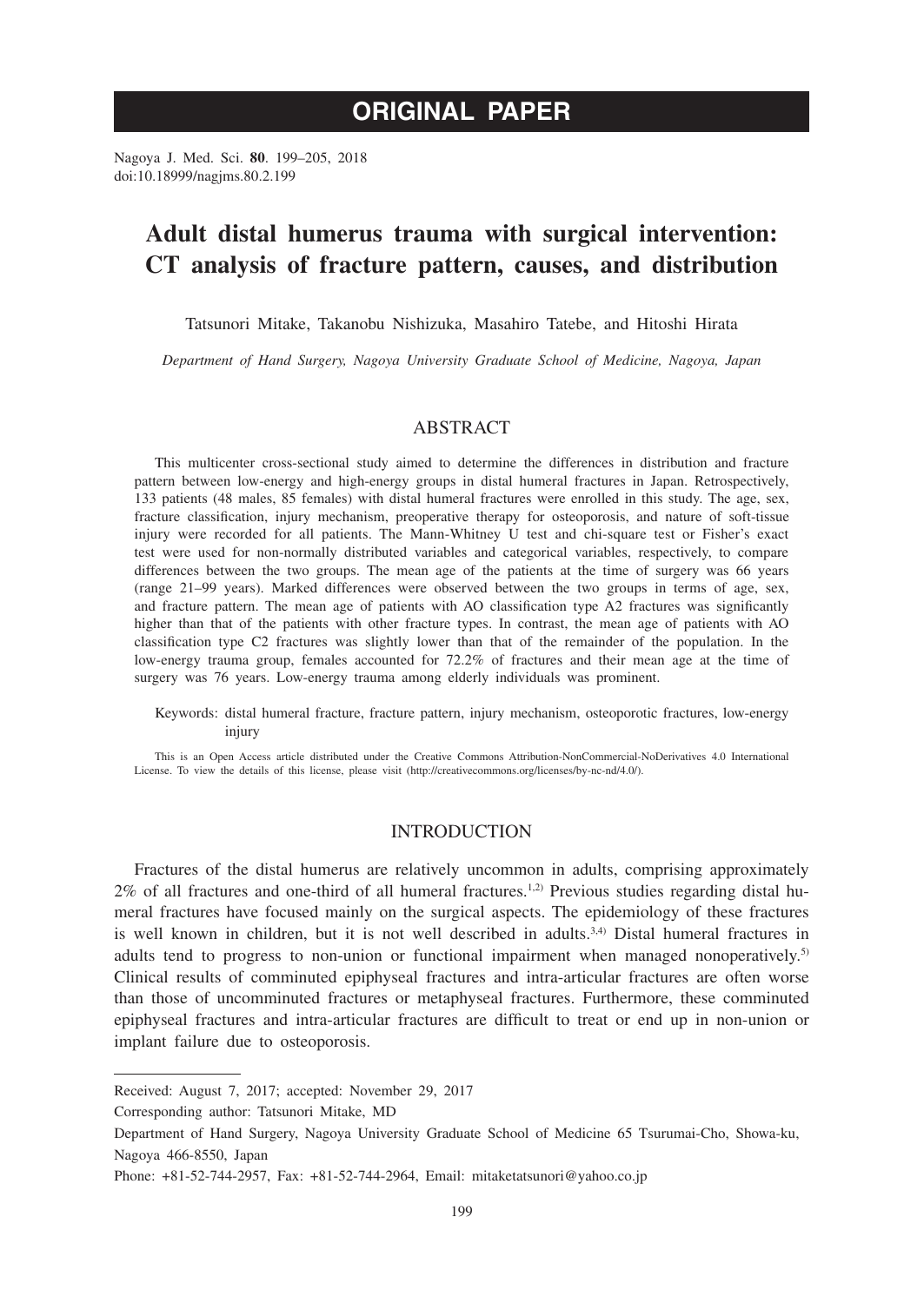**ORIGINAL PAPER**

Nagoya J. Med. Sci. **80**. 199–205, 2018
doi:10.18999/nagjms.80.2.199

# Adult distal humerus trauma with surgical intervention: CT analysis of fracture pattern, causes, and distribution

Tatsunori Mitake, Takanobu Nishizuka, Masahiro Tatebe, and Hitoshi Hirata

*Department of Hand Surgery, Nagoya University Graduate School of Medicine, Nagoya, Japan*

## ABSTRACT

This multicenter cross-sectional study aimed to determine the differences in distribution and fracture pattern between low-energy and high-energy groups in distal humeral fractures in Japan. Retrospectively, 133 patients (48 males, 85 females) with distal humeral fractures were enrolled in this study. The age, sex, fracture classification, injury mechanism, preoperative therapy for osteoporosis, and nature of soft-tissue injury were recorded for all patients. The Mann-Whitney U test and chi-square test or Fisher's exact test were used for non-normally distributed variables and categorical variables, respectively, to compare differences between the two groups. The mean age of the patients at the time of surgery was 66 years (range 21–99 years). Marked differences were observed between the two groups in terms of age, sex, and fracture pattern. The mean age of patients with AO classification type A2 fractures was significantly higher than that of the patients with other fracture types. In contrast, the mean age of patients with AO classification type C2 fractures was slightly lower than that of the remainder of the population. In the low-energy trauma group, females accounted for 72.2% of fractures and their mean age at the time of surgery was 76 years. Low-energy trauma among elderly individuals was prominent.

Keywords: distal humeral fracture, fracture pattern, injury mechanism, osteoporotic fractures, low-energy injury

This is an Open Access article distributed under the Creative Commons Attribution-NonCommercial-NoDerivatives 4.0 International License. To view the details of this license, please visit (http://creativecommons.org/licenses/by-nc-nd/4.0/).

## INTRODUCTION

Fractures of the distal humerus are relatively uncommon in adults, comprising approximately 2% of all fractures and one-third of all humeral fractures.[1,2] Previous studies regarding distal humeral fractures have focused mainly on the surgical aspects. The epidemiology of these fractures is well known in children, but it is not well described in adults.[3,4] Distal humeral fractures in adults tend to progress to non-union or functional impairment when managed nonoperatively.[5] Clinical results of comminuted epiphyseal fractures and intra-articular fractures are often worse than those of uncomminuted fractures or metaphyseal fractures. Furthermore, these comminuted epiphyseal fractures and intra-articular fractures are difficult to treat or end up in non-union or implant failure due to osteoporosis.

---

Received: August 7, 2017; accepted: November 29, 2017

Corresponding author: Tatsunori Mitake, MD

Department of Hand Surgery, Nagoya University Graduate School of Medicine 65 Tsurumai-Cho, Showa-ku, Nagoya 466-8550, Japan

Phone: +81-52-744-2957, Fax: +81-52-744-2964, Email: mitaketatsunori@yahoo.co.jp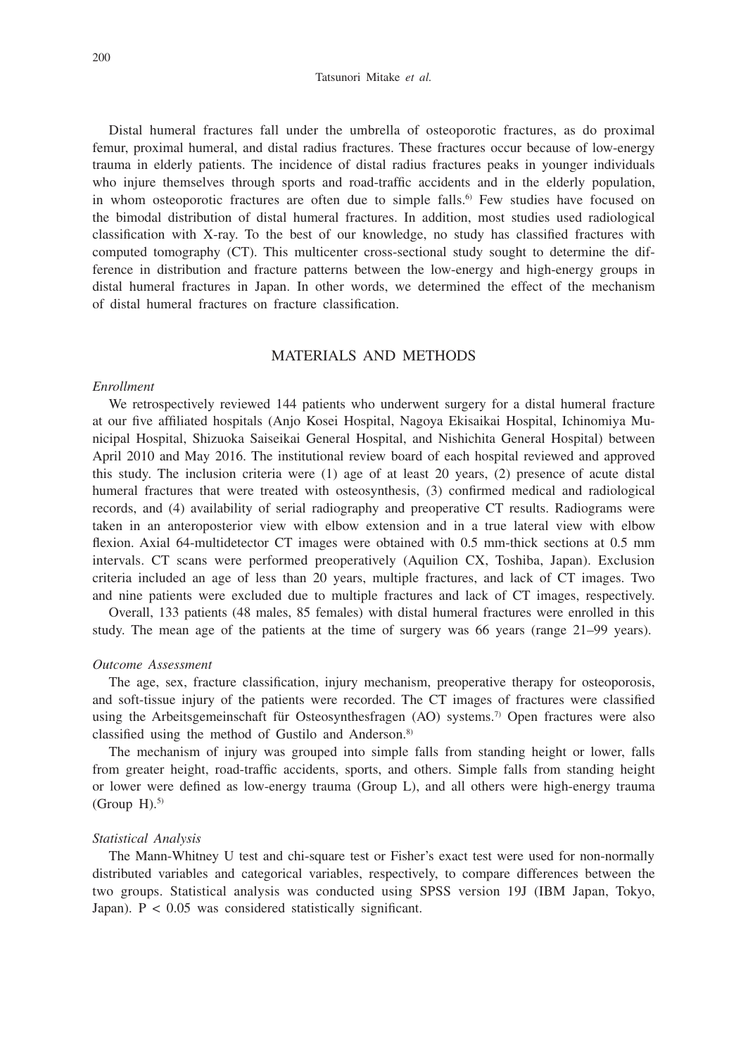Distal humeral fractures fall under the umbrella of osteoporotic fractures, as do proximal femur, proximal humeral, and distal radius fractures. These fractures occur because of low-energy trauma in elderly patients. The incidence of distal radius fractures peaks in younger individuals who injure themselves through sports and road-traffic accidents and in the elderly population, in whom osteoporotic fractures are often due to simple falls.[6] Few studies have focused on the bimodal distribution of distal humeral fractures. In addition, most studies used radiological classification with X-ray. To the best of our knowledge, no study has classified fractures with computed tomography (CT). This multicenter cross-sectional study sought to determine the difference in distribution and fracture patterns between the low-energy and high-energy groups in distal humeral fractures in Japan. In other words, we determined the effect of the mechanism of distal humeral fractures on fracture classification.

## MATERIALS AND METHODS

*Enrollment*

We retrospectively reviewed 144 patients who underwent surgery for a distal humeral fracture at our five affiliated hospitals (Anjo Kosei Hospital, Nagoya Ekisaikai Hospital, Ichinomiya Municipal Hospital, Shizuoka Saiseikai General Hospital, and Nishichita General Hospital) between April 2010 and May 2016. The institutional review board of each hospital reviewed and approved this study. The inclusion criteria were (1) age of at least 20 years, (2) presence of acute distal humeral fractures that were treated with osteosynthesis, (3) confirmed medical and radiological records, and (4) availability of serial radiography and preoperative CT results. Radiograms were taken in an anteroposterior view with elbow extension and in a true lateral view with elbow flexion. Axial 64-multidetector CT images were obtained with 0.5 mm-thick sections at 0.5 mm intervals. CT scans were performed preoperatively (Aquilion CX, Toshiba, Japan). Exclusion criteria included an age of less than 20 years, multiple fractures, and lack of CT images. Two and nine patients were excluded due to multiple fractures and lack of CT images, respectively.

Overall, 133 patients (48 males, 85 females) with distal humeral fractures were enrolled in this study. The mean age of the patients at the time of surgery was 66 years (range 21–99 years).

*Outcome Assessment*

The age, sex, fracture classification, injury mechanism, preoperative therapy for osteoporosis, and soft-tissue injury of the patients were recorded. The CT images of fractures were classified using the Arbeitsgemeinschaft für Osteosynthesfragen (AO) systems.[7] Open fractures were also classified using the method of Gustilo and Anderson.[8]

The mechanism of injury was grouped into simple falls from standing height or lower, falls from greater height, road-traffic accidents, sports, and others. Simple falls from standing height or lower were defined as low-energy trauma (Group L), and all others were high-energy trauma (Group H).[5]

*Statistical Analysis*

The Mann-Whitney U test and chi-square test or Fisher's exact test were used for non-normally distributed variables and categorical variables, respectively, to compare differences between the two groups. Statistical analysis was conducted using SPSS version 19J (IBM Japan, Tokyo, Japan). $P < 0.05$ was considered statistically significant.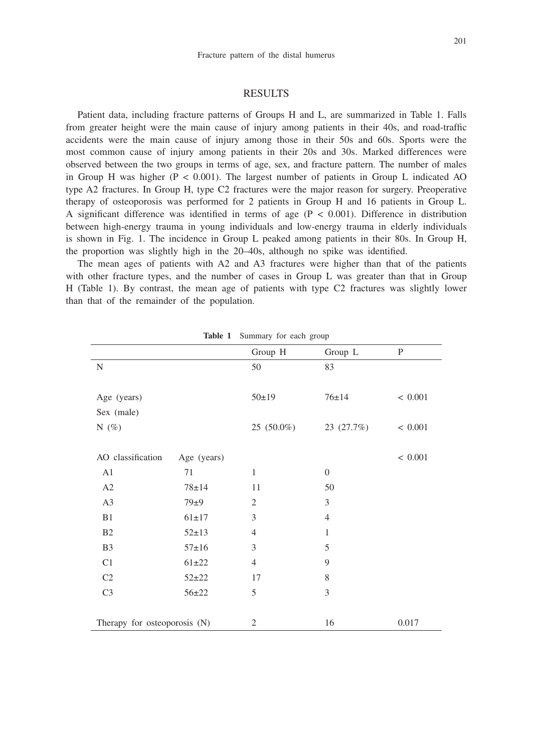## RESULTS

Patient data, including fracture patterns of Groups H and L, are summarized in Table 1. Falls from greater height were the main cause of injury among patients in their 40s, and road-traffic accidents were the main cause of injury among those in their 50s and 60s. Sports were the most common cause of injury among patients in their 20s and 30s. Marked differences were observed between the two groups in terms of age, sex, and fracture pattern. The number of males in Group H was higher ($P < 0.001$). The largest number of patients in Group L indicated AO type A2 fractures. In Group H, type C2 fractures were the major reason for surgery. Preoperative therapy of osteoporosis was performed for 2 patients in Group H and 16 patients in Group L. A significant difference was identified in terms of age ($P < 0.001$). Difference in distribution between high-energy trauma in young individuals and low-energy trauma in elderly individuals is shown in Fig. 1. The incidence in Group L peaked among patients in their 80s. In Group H, the proportion was slightly high in the 20–40s, although no spike was identified.

The mean ages of patients with A2 and A3 fractures were higher than that of the patients with other fracture types, and the number of cases in Group L was greater than that in Group H (Table 1). By contrast, the mean age of patients with type C2 fractures was slightly lower than that of the remainder of the population.

**Table 1** Summary for each group

| | | Group H | Group L | P |
|---|---|---|---|---|
| N | | 50 | 83 | |
| Age (years) | | 50±19 | 76±14 | < 0.001 |
| Sex (male) | | | | |
| N (%) | | 25 (50.0%) | 23 (27.7%) | < 0.001 |
| AO classification | Age (years) | | | < 0.001 |
| A1 | 71 | 1 | 0 | |
| A2 | 78±14 | 11 | 50 | |
| A3 | 79±9 | 2 | 3 | |
| B1 | 61±17 | 3 | 4 | |
| B2 | 52±13 | 4 | 1 | |
| B3 | 57±16 | 3 | 5 | |
| C1 | 61±22 | 4 | 9 | |
| C2 | 52±22 | 17 | 8 | |
| C3 | 56±22 | 5 | 3 | |
| Therapy for osteoporosis (N) | | 2 | 16 | 0.017 |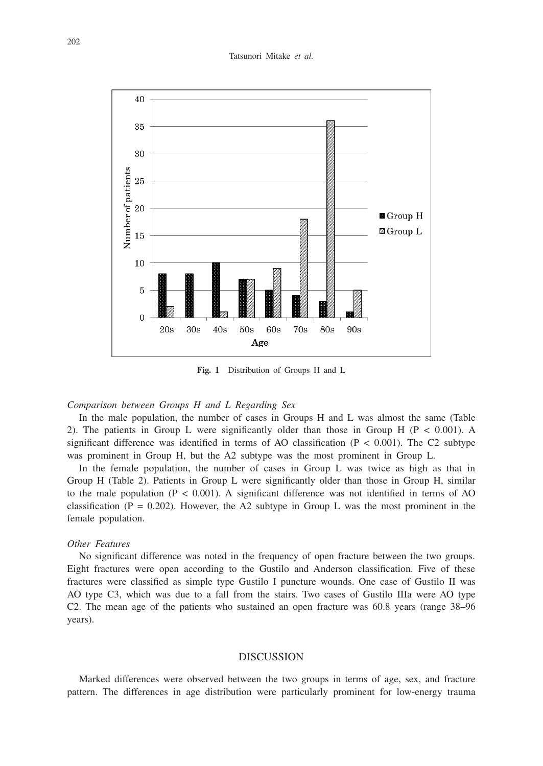Fig. 1 Distribution of Groups H and L

*Comparison between Groups H and L Regarding Sex*

In the male population, the number of cases in Groups H and L was almost the same (Table 2). The patients in Group L were significantly older than those in Group H ($P < 0.001$). A significant difference was identified in terms of AO classification ($P < 0.001$). The C2 subtype was prominent in Group H, but the A2 subtype was the most prominent in Group L.

In the female population, the number of cases in Group L was twice as high as that in Group H (Table 2). Patients in Group L were significantly older than those in Group H, similar to the male population ($P < 0.001$). A significant difference was not identified in terms of AO classification ($P = 0.202$). However, the A2 subtype in Group L was the most prominent in the female population.

*Other Features*

No significant difference was noted in the frequency of open fracture between the two groups. Eight fractures were open according to the Gustilo and Anderson classification. Five of these fractures were classified as simple type Gustilo I puncture wounds. One case of Gustilo II was AO type C3, which was due to a fall from the stairs. Two cases of Gustilo IIIa were AO type C2. The mean age of the patients who sustained an open fracture was 60.8 years (range 38–96 years).

## DISCUSSION

Marked differences were observed between the two groups in terms of age, sex, and fracture pattern. The differences in age distribution were particularly prominent for low-energy trauma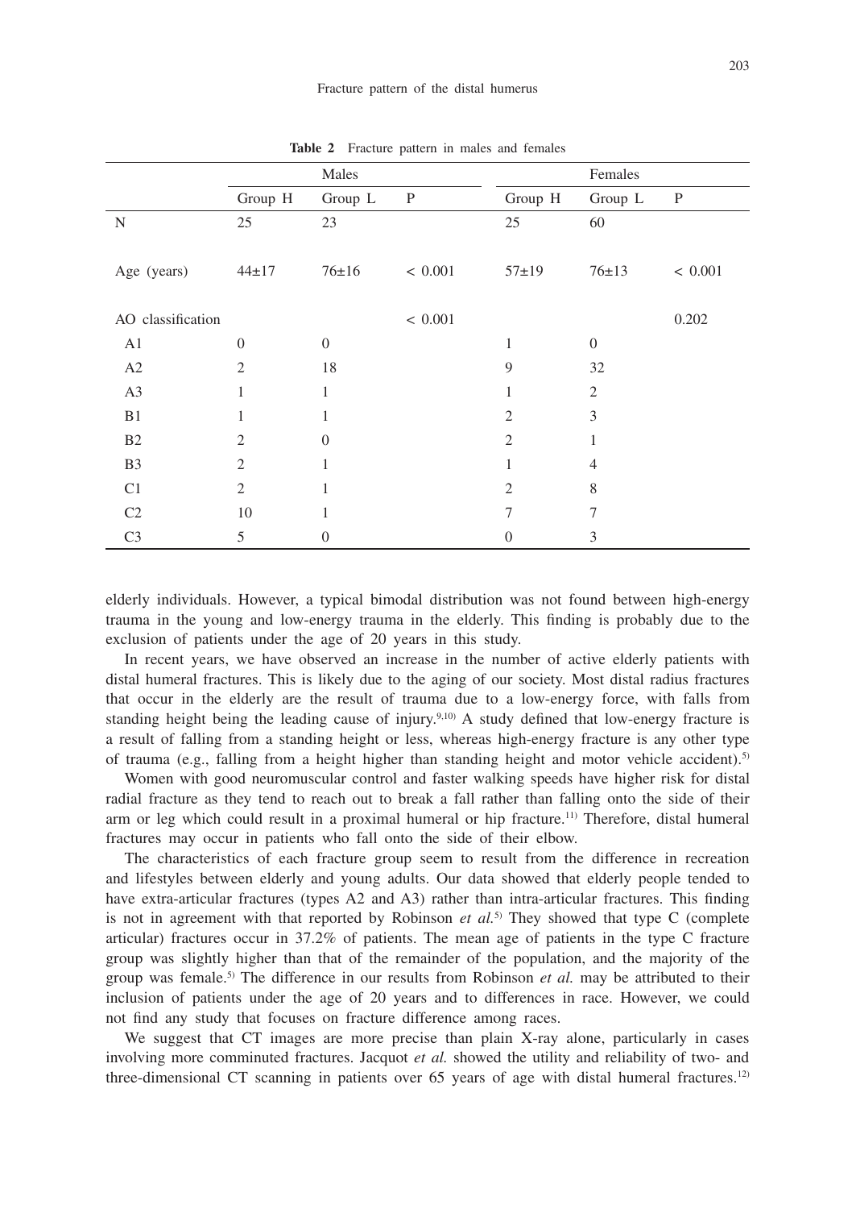**Table 2** Fracture pattern in males and females

| | Males | | | Females | | |
|---|---|---|---|---|---|---|
| | Group H | Group L | P | Group H | Group L | P |
| N | 25 | 23 | | 25 | 60 | |
| Age (years) | 44±17 | 76±16 | < 0.001 | 57±19 | 76±13 | < 0.001 |
| AO classification | | | < 0.001 | | | 0.202 |
| A1 | 0 | 0 | | 1 | 0 | |
| A2 | 2 | 18 | | 9 | 32 | |
| A3 | 1 | 1 | | 1 | 2 | |
| B1 | 1 | 1 | | 2 | 3 | |
| B2 | 2 | 0 | | 2 | 1 | |
| B3 | 2 | 1 | | 1 | 4 | |
| C1 | 2 | 1 | | 2 | 8 | |
| C2 | 10 | 1 | | 7 | 7 | |
| C3 | 5 | 0 | | 0 | 3 | |

elderly individuals. However, a typical bimodal distribution was not found between high-energy trauma in the young and low-energy trauma in the elderly. This finding is probably due to the exclusion of patients under the age of 20 years in this study.

In recent years, we have observed an increase in the number of active elderly patients with distal humeral fractures. This is likely due to the aging of our society. Most distal radius fractures that occur in the elderly are the result of trauma due to a low-energy force, with falls from standing height being the leading cause of injury.[9,10] A study defined that low-energy fracture is a result of falling from a standing height or less, whereas high-energy fracture is any other type of trauma (e.g., falling from a height higher than standing height and motor vehicle accident).[5]

Women with good neuromuscular control and faster walking speeds have higher risk for distal radial fracture as they tend to reach out to break a fall rather than falling onto the side of their arm or leg which could result in a proximal humeral or hip fracture.[11] Therefore, distal humeral fractures may occur in patients who fall onto the side of their elbow.

The characteristics of each fracture group seem to result from the difference in recreation and lifestyles between elderly and young adults. Our data showed that elderly people tended to have extra-articular fractures (types A2 and A3) rather than intra-articular fractures. This finding is not in agreement with that reported by Robinson *et al.*[5] They showed that type C (complete articular) fractures occur in 37.2% of patients. The mean age of patients in the type C fracture group was slightly higher than that of the remainder of the population, and the majority of the group was female.[5] The difference in our results from Robinson *et al.* may be attributed to their inclusion of patients under the age of 20 years and to differences in race. However, we could not find any study that focuses on fracture difference among races.

We suggest that CT images are more precise than plain X-ray alone, particularly in cases involving more comminuted fractures. Jacquot *et al.* showed the utility and reliability of two- and three-dimensional CT scanning in patients over 65 years of age with distal humeral fractures.[12]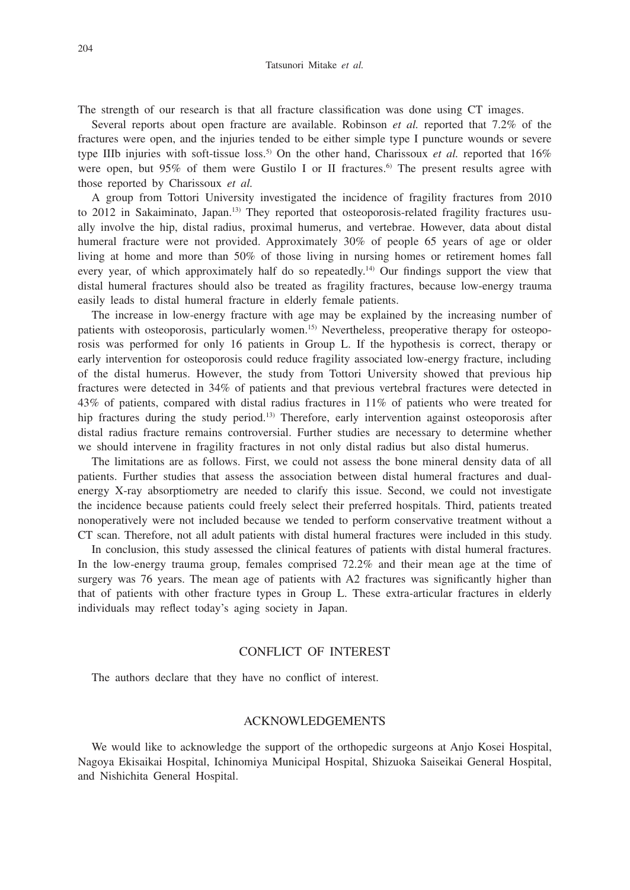The strength of our research is that all fracture classification was done using CT images.

Several reports about open fracture are available. Robinson *et al.* reported that 7.2% of the fractures were open, and the injuries tended to be either simple type I puncture wounds or severe type IIIb injuries with soft-tissue loss.[5] On the other hand, Charissoux *et al.* reported that 16% were open, but 95% of them were Gustilo I or II fractures.[6] The present results agree with those reported by Charissoux *et al.*

A group from Tottori University investigated the incidence of fragility fractures from 2010 to 2012 in Sakaiminato, Japan.[13] They reported that osteoporosis-related fragility fractures usually involve the hip, distal radius, proximal humerus, and vertebrae. However, data about distal humeral fracture were not provided. Approximately 30% of people 65 years of age or older living at home and more than 50% of those living in nursing homes or retirement homes fall every year, of which approximately half do so repeatedly.[14] Our findings support the view that distal humeral fractures should also be treated as fragility fractures, because low-energy trauma easily leads to distal humeral fracture in elderly female patients.

The increase in low-energy fracture with age may be explained by the increasing number of patients with osteoporosis, particularly women.[15] Nevertheless, preoperative therapy for osteoporosis was performed for only 16 patients in Group L. If the hypothesis is correct, therapy or early intervention for osteoporosis could reduce fragility associated low-energy fracture, including of the distal humerus. However, the study from Tottori University showed that previous hip fractures were detected in 34% of patients and that previous vertebral fractures were detected in 43% of patients, compared with distal radius fractures in 11% of patients who were treated for hip fractures during the study period.[13] Therefore, early intervention against osteoporosis after distal radius fracture remains controversial. Further studies are necessary to determine whether we should intervene in fragility fractures in not only distal radius but also distal humerus.

The limitations are as follows. First, we could not assess the bone mineral density data of all patients. Further studies that assess the association between distal humeral fractures and dual-energy X-ray absorptiometry are needed to clarify this issue. Second, we could not investigate the incidence because patients could freely select their preferred hospitals. Third, patients treated nonoperatively were not included because we tended to perform conservative treatment without a CT scan. Therefore, not all adult patients with distal humeral fractures were included in this study.

In conclusion, this study assessed the clinical features of patients with distal humeral fractures. In the low-energy trauma group, females comprised 72.2% and their mean age at the time of surgery was 76 years. The mean age of patients with A2 fractures was significantly higher than that of patients with other fracture types in Group L. These extra-articular fractures in elderly individuals may reflect today's aging society in Japan.

## CONFLICT OF INTEREST

The authors declare that they have no conflict of interest.

## ACKNOWLEDGEMENTS

We would like to acknowledge the support of the orthopedic surgeons at Anjo Kosei Hospital, Nagoya Ekisaikai Hospital, Ichinomiya Municipal Hospital, Shizuoka Saiseikai General Hospital, and Nishichita General Hospital.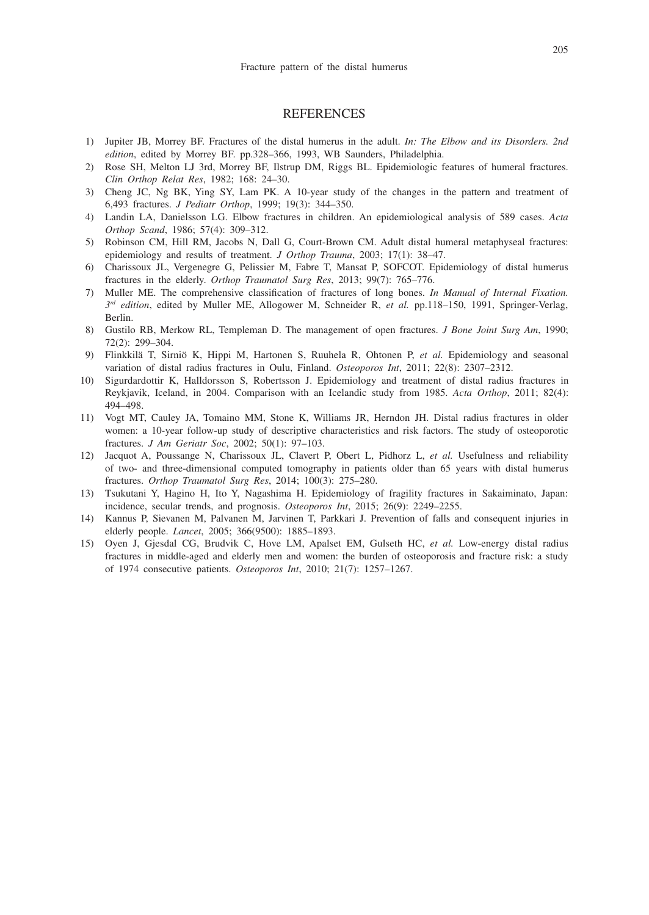## REFERENCES

1) Jupiter JB, Morrey BF. Fractures of the distal humerus in the adult. *In: The Elbow and its Disorders. 2nd edition*, edited by Morrey BF. pp.328–366, 1993, WB Saunders, Philadelphia.
2) Rose SH, Melton LJ 3rd, Morrey BF, Ilstrup DM, Riggs BL. Epidemiologic features of humeral fractures. *Clin Orthop Relat Res*, 1982; 168: 24–30.
3) Cheng JC, Ng BK, Ying SY, Lam PK. A 10-year study of the changes in the pattern and treatment of 6,493 fractures. *J Pediatr Orthop*, 1999; 19(3): 344–350.
4) Landin LA, Danielsson LG. Elbow fractures in children. An epidemiological analysis of 589 cases. *Acta Orthop Scand*, 1986; 57(4): 309–312.
5) Robinson CM, Hill RM, Jacobs N, Dall G, Court-Brown CM. Adult distal humeral metaphyseal fractures: epidemiology and results of treatment. *J Orthop Trauma*, 2003; 17(1): 38–47.
6) Charissoux JL, Vergenegre G, Pelissier M, Fabre T, Mansat P, SOFCOT. Epidemiology of distal humerus fractures in the elderly. *Orthop Traumatol Surg Res*, 2013; 99(7): 765–776.
7) Muller ME. The comprehensive classification of fractures of long bones. *In Manual of Internal Fixation. 3rd edition*, edited by Muller ME, Allogower M, Schneider R, *et al.* pp.118–150, 1991, Springer-Verlag, Berlin.
8) Gustilo RB, Merkow RL, Templeman D. The management of open fractures. *J Bone Joint Surg Am*, 1990; 72(2): 299–304.
9) Flinkkilä T, Sirniö K, Hippi M, Hartonen S, Ruuhela R, Ohtonen P, *et al.* Epidemiology and seasonal variation of distal radius fractures in Oulu, Finland. *Osteoporos Int*, 2011; 22(8): 2307–2312.
10) Sigurdardottir K, Halldorsson S, Robertsson J. Epidemiology and treatment of distal radius fractures in Reykjavik, Iceland, in 2004. Comparison with an Icelandic study from 1985. *Acta Orthop*, 2011; 82(4): 494–498.
11) Vogt MT, Cauley JA, Tomaino MM, Stone K, Williams JR, Herndon JH. Distal radius fractures in older women: a 10-year follow-up study of descriptive characteristics and risk factors. The study of osteoporotic fractures. *J Am Geriatr Soc*, 2002; 50(1): 97–103.
12) Jacquot A, Poussange N, Charissoux JL, Clavert P, Obert L, Pidhorz L, *et al.* Usefulness and reliability of two- and three-dimensional computed tomography in patients older than 65 years with distal humerus fractures. *Orthop Traumatol Surg Res*, 2014; 100(3): 275–280.
13) Tsukutani Y, Hagino H, Ito Y, Nagashima H. Epidemiology of fragility fractures in Sakaiminato, Japan: incidence, secular trends, and prognosis. *Osteoporos Int*, 2015; 26(9): 2249–2255.
14) Kannus P, Sievanen M, Palvanen M, Jarvinen T, Parkkari J. Prevention of falls and consequent injuries in elderly people. *Lancet*, 2005; 366(9500): 1885–1893.
15) Oyen J, Gjesdal CG, Brudvik C, Hove LM, Apalset EM, Gulseth HC, *et al.* Low-energy distal radius fractures in middle-aged and elderly men and women: the burden of osteoporosis and fracture risk: a study of 1974 consecutive patients. *Osteoporos Int*, 2010; 21(7): 1257–1267.